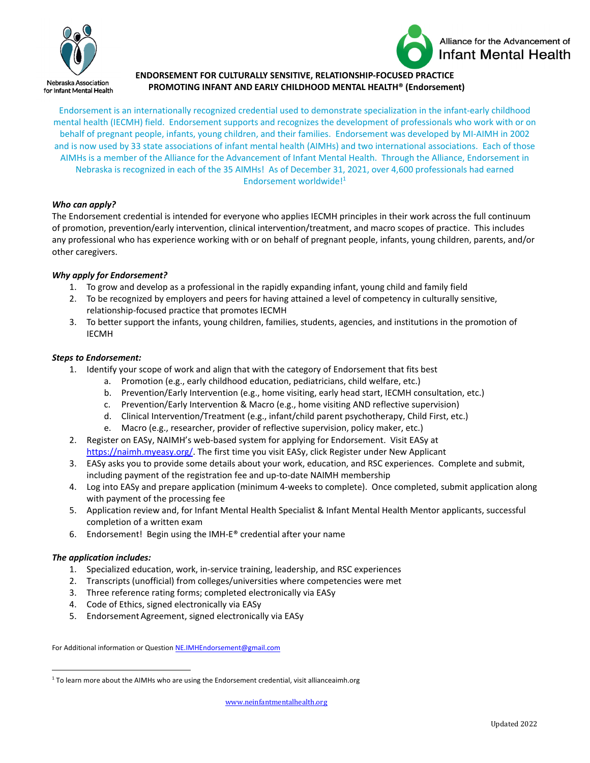Nebraska Association for Infant Mental Health

Alliance for the Advancement of Infant Mental Health

# ENDORSEMENT FOR CULTURALLY SENSITIVE, RELATIONSHIP-FOCUSED PRACTICE PROMOTING INFANT AND EARLY CHILDHOOD MENTAL HEALTH® (Endorsement)

Endorsement is an internationally recognized credential used to demonstrate specialization in the infant-early childhood mental health (IECMH) field. Endorsement supports and recognizes the development of professionals who work with or on behalf of pregnant people, infants, young children, and their families. Endorsement was developed by MI-AIMH in 2002 and is now used by 33 state associations of infant mental health (AIMHs) and two international associations. Each of those AIMHs is a member of the Alliance for the Advancement of Infant Mental Health. Through the Alliance, Endorsement in Nebraska is recognized in each of the 35 AIMHs! As of December 31, 2021, over 4,600 professionals had earned Endorsement worldwide![1]

***Who can apply?***

The Endorsement credential is intended for everyone who applies IECMH principles in their work across the full continuum of promotion, prevention/early intervention, clinical intervention/treatment, and macro scopes of practice. This includes any professional who has experience working with or on behalf of pregnant people, infants, young children, parents, and/or other caregivers.

***Why apply for Endorsement?***

1. To grow and develop as a professional in the rapidly expanding infant, young child and family field
2. To be recognized by employers and peers for having attained a level of competency in culturally sensitive, relationship-focused practice that promotes IECMH
3. To better support the infants, young children, families, students, agencies, and institutions in the promotion of IECMH

***Steps to Endorsement:***

1. Identify your scope of work and align that with the category of Endorsement that fits best
   a. Promotion (e.g., early childhood education, pediatricians, child welfare, etc.)
   b. Prevention/Early Intervention (e.g., home visiting, early head start, IECMH consultation, etc.)
   c. Prevention/Early Intervention & Macro (e.g., home visiting AND reflective supervision)
   d. Clinical Intervention/Treatment (e.g., infant/child parent psychotherapy, Child First, etc.)
   e. Macro (e.g., researcher, provider of reflective supervision, policy maker, etc.)
2. Register on EASy, NAIMH's web-based system for applying for Endorsement. Visit EASy at https://naimh.myeasy.org/. The first time you visit EASy, click Register under New Applicant
3. EASy asks you to provide some details about your work, education, and RSC experiences. Complete and submit, including payment of the registration fee and up-to-date NAIMH membership
4. Log into EASy and prepare application (minimum 4-weeks to complete). Once completed, submit application along with payment of the processing fee
5. Application review and, for Infant Mental Health Specialist & Infant Mental Health Mentor applicants, successful completion of a written exam
6. Endorsement! Begin using the IMH-E® credential after your name

***The application includes:***

1. Specialized education, work, in-service training, leadership, and RSC experiences
2. Transcripts (unofficial) from colleges/universities where competencies were met
3. Three reference rating forms; completed electronically via EASy
4. Code of Ethics, signed electronically via EASy
5. Endorsement Agreement, signed electronically via EASy

For Additional information or Question NE.IMHEndorsement@gmail.com

[1] To learn more about the AIMHs who are using the Endorsement credential, visit allianceaimh.org

www.neinfantmentalhealth.org

Updated 2022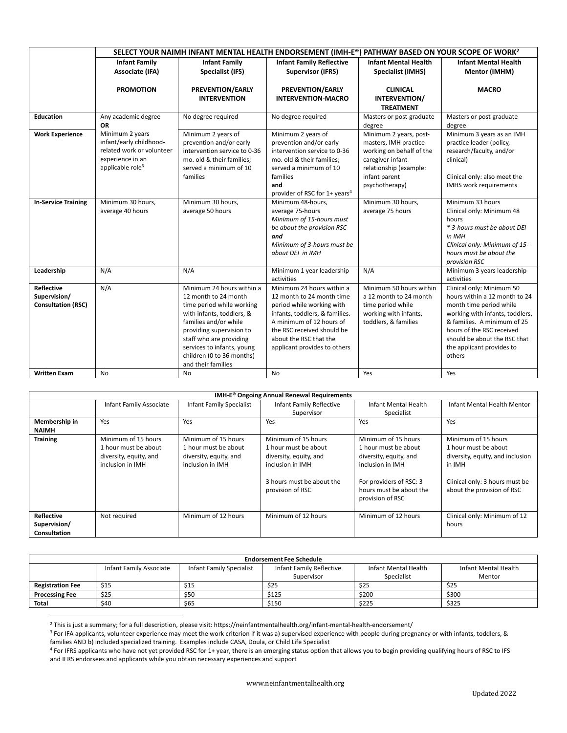| | SELECT YOUR NAIMH INFANT MENTAL HEALTH ENDORSEMENT (IMH-E®) PATHWAY BASED ON YOUR SCOPE OF WORK[2] | | | | |
|---|---|---|---|---|---|
| | **Infant Family Associate (IFA)**<br><br>**PROMOTION** | **Infant Family Specialist (IFS)**<br><br>**PREVENTION/EARLY INTERVENTION** | **Infant Family Reflective Supervisor (IFRS)**<br><br>**PREVENTION/EARLY INTERVENTION-MACRO** | **Infant Mental Health Specialist (IMHS)**<br><br>**CLINICAL INTERVENTION/ TREATMENT** | **Infant Mental Health Mentor (IMHM)**<br><br>**MACRO** |
| **Education** | Any academic degree **OR** | No degree required | No degree required | Masters or post-graduate degree | Masters or post-graduate degree |
| **Work Experience** | Minimum 2 years infant/early childhood-related work or volunteer experience in an applicable role[3] | Minimum 2 years of prevention and/or early intervention service to 0-36 mo. old & their families; served a minimum of 10 families | Minimum 2 years of prevention and/or early intervention service to 0-36 mo. old & their families; served a minimum of 10 families **and** provider of RSC for 1+ years[4] | Minimum 2 years, post-masters, IMH practice working on behalf of the caregiver-infant relationship (example: infant parent psychotherapy) | Minimum 3 years as an IMH practice leader (policy, research/faculty, and/or clinical)<br><br>Clinical only: also meet the IMHS work requirements |
| **In-Service Training** | Minimum 30 hours, average 40 hours | Minimum 30 hours, average 50 hours | Minimum 48-hours, average 75-hours *Minimum of 15-hours must be about the provision RSC* ***and*** *Minimum of 3-hours must be about DEI in IMH* | Minimum 30 hours, average 75 hours | Minimum 33 hours Clinical only: Minimum 48 hours *\* 3-hours must be about DEI in IMH* *Clinical only: Minimum of 15-hours must be about the provision RSC* |
| **Leadership** | N/A | N/A | Minimum 1 year leadership activities | N/A | Minimum 3 years leadership activities |
| **Reflective Supervision/ Consultation (RSC)** | N/A | Minimum 24 hours within a 12 month to 24 month time period while working with infants, toddlers, & families and/or while providing supervision to staff who are providing services to infants, young children (0 to 36 months) and their families | Minimum 24 hours within a 12 month to 24 month time period while working with infants, toddlers, & families. A minimum of 12 hours of the RSC received should be about the RSC that the applicant provides to others | Minimum 50 hours within a 12 month to 24 month time period while working with infants, toddlers, & families | Clinical only: Minimum 50 hours within a 12 month to 24 month time period while working with infants, toddlers, & families. A minimum of 25 hours of the RSC received should be about the RSC that the applicant provides to others |
| **Written Exam** | No | No | No | Yes | Yes |

| IMH-E® Ongoing Annual Renewal Requirements | | | | | |
|---|---|---|---|---|---|
| | Infant Family Associate | Infant Family Specialist | Infant Family Reflective Supervisor | Infant Mental Health Specialist | Infant Mental Health Mentor |
| **Membership in NAIMH** | Yes | Yes | Yes | Yes | Yes |
| **Training** | Minimum of 15 hours 1 hour must be about diversity, equity, and inclusion in IMH | Minimum of 15 hours 1 hour must be about diversity, equity, and inclusion in IMH | Minimum of 15 hours 1 hour must be about diversity, equity, and inclusion in IMH<br><br>3 hours must be about the provision of RSC | Minimum of 15 hours 1 hour must be about diversity, equity, and inclusion in IMH<br><br>For providers of RSC: 3 hours must be about the provision of RSC | Minimum of 15 hours 1 hour must be about diversity, equity, and inclusion in IMH<br><br>Clinical only: 3 hours must be about the provision of RSC |
| **Reflective Supervision/ Consultation** | Not required | Minimum of 12 hours | Minimum of 12 hours | Minimum of 12 hours | Clinical only: Minimum of 12 hours |

| Endorsement Fee Schedule | | | | | |
|---|---|---|---|---|---|
| | Infant Family Associate | Infant Family Specialist | Infant Family Reflective Supervisor | Infant Mental Health Specialist | Infant Mental Health Mentor |
| **Registration Fee** | $15 | $15 | $25 | $25 | $25 |
| **Processing Fee** | $25 | $50 | $125 | $200 | $300 |
| **Total** | $40 | $65 | $150 | $225 | $325 |

[2] This is just a summary; for a full description, please visit: https://neinfantmentalhealth.org/infant-mental-health-endorsement/

[3] For IFA applicants, volunteer experience may meet the work criterion if it was a) supervised experience with people during pregnancy or with infants, toddlers, & families AND b) included specialized training. Examples include CASA, Doula, or Child Life Specialist

[4] For IFRS applicants who have not yet provided RSC for 1+ year, there is an emerging status option that allows you to begin providing qualifying hours of RSC to IFS and IFRS endorsees and applicants while you obtain necessary experiences and support

www.neinfantmentalhealth.org

Updated 2022